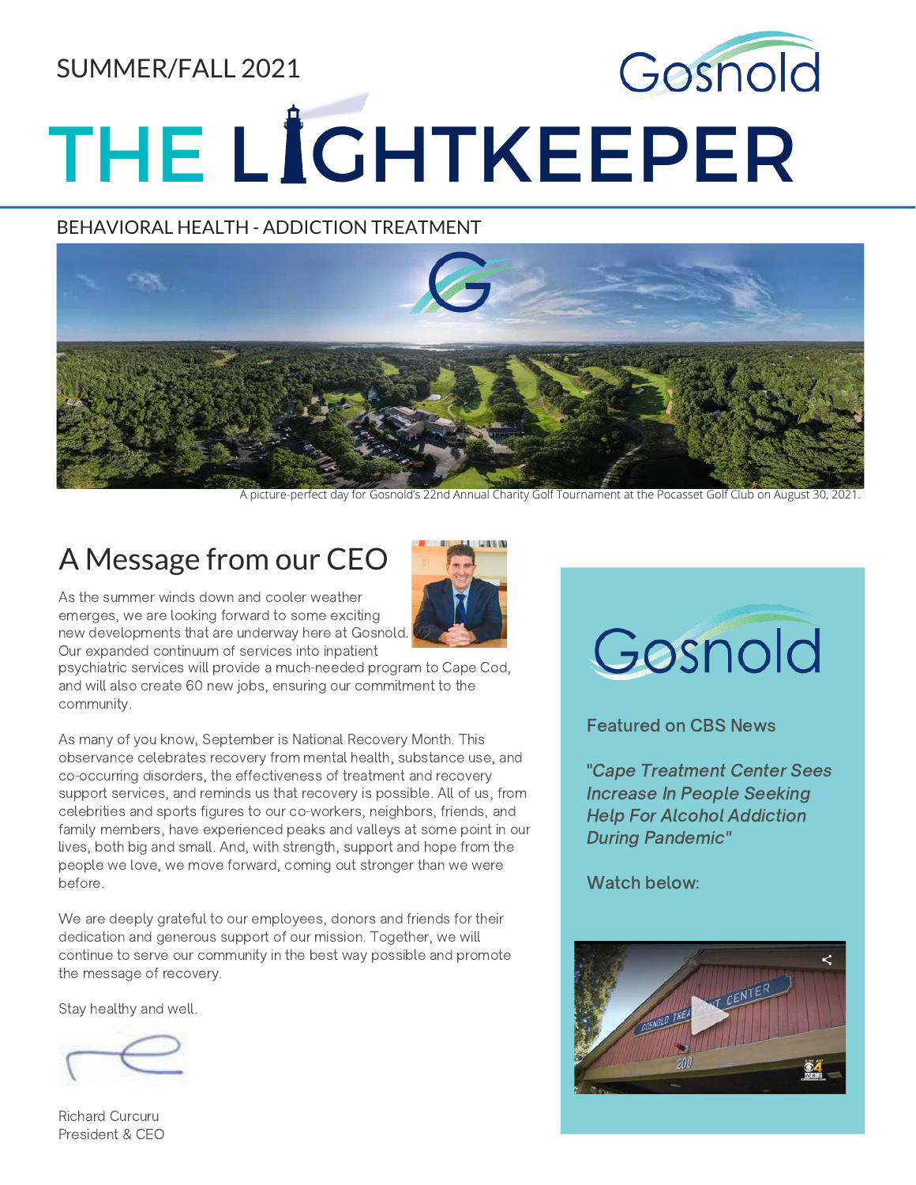SUMMER/FALL 2021

Gosnold

# THE LIGHTKEEPER

BEHAVIORAL HEALTH - ADDICTION TREATMENT

A picture-perfect day for Gosnold's 22nd Annual Charity Golf Tournament at the Pocasset Golf Club on August 30, 2021.

## A Message from our CEO

As the summer winds down and cooler weather emerges, we are looking forward to some exciting new developments that are underway here at Gosnold. Our expanded continuum of services into inpatient psychiatric services will provide a much-needed program to Cape Cod, and will also create 60 new jobs, ensuring our commitment to the community.

As many of you know, September is National Recovery Month. This observance celebrates recovery from mental health, substance use, and co-occurring disorders, the effectiveness of treatment and recovery support services, and reminds us that recovery is possible. All of us, from celebrities and sports figures to our co-workers, neighbors, friends, and family members, have experienced peaks and valleys at some point in our lives, both big and small. And, with strength, support and hope from the people we love, we move forward, coming out stronger than we were before.

We are deeply grateful to our employees, donors and friends for their dedication and generous support of our mission. Together, we will continue to serve our community in the best way possible and promote the message of recovery.

Stay healthy and well.

Richard Curcuru
President & CEO

Gosnold

**Featured on CBS News**

***"Cape Treatment Center Sees Increase In People Seeking Help For Alcohol Addiction During Pandemic"***

**Watch below:**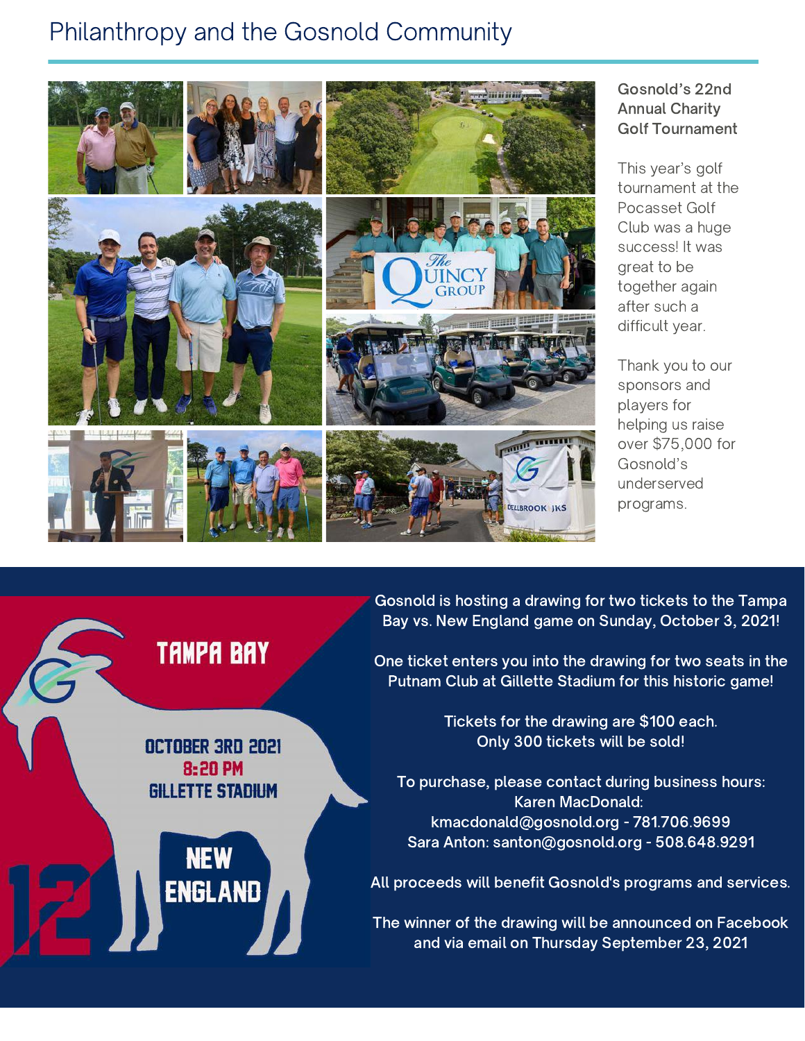# Philanthropy and the Gosnold Community

### Gosnold's 22nd Annual Charity Golf Tournament

This year's golf tournament at the Pocasset Golf Club was a huge success! It was great to be together again after such a difficult year.

Thank you to our sponsors and players for helping us raise over $75,000 for Gosnold's underserved programs.

TAMPA BAY

OCTOBER 3RD 2021
8:20 PM
GILLETTE STADIUM

NEW ENGLAND

Gosnold is hosting a drawing for two tickets to the Tampa Bay vs. New England game on Sunday, October 3, 2021!

One ticket enters you into the drawing for two seats in the Putnam Club at Gillette Stadium for this historic game!

Tickets for the drawing are $100 each.
Only 300 tickets will be sold!

To purchase, please contact during business hours:
Karen MacDonald:
kmacdonald@gosnold.org - 781.706.9699
Sara Anton: santon@gosnold.org - 508.648.9291

All proceeds will benefit Gosnold's programs and services.

The winner of the drawing will be announced on Facebook and via email on Thursday September 23, 2021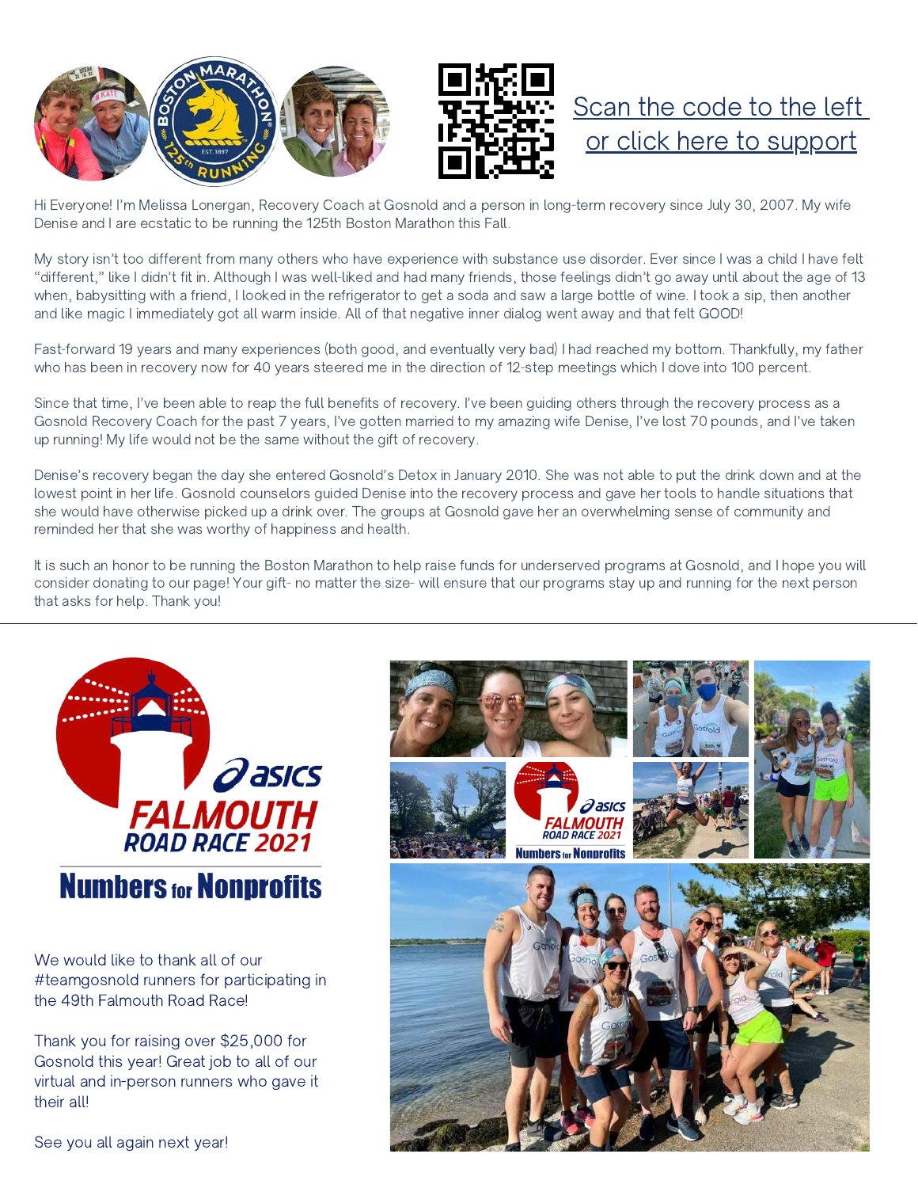[Scan the code to the left or click here to support]

Hi Everyone! I'm Melissa Lonergan, Recovery Coach at Gosnold and a person in long-term recovery since July 30, 2007. My wife Denise and I are ecstatic to be running the 125th Boston Marathon this Fall.

My story isn't too different from many others who have experience with substance use disorder. Ever since I was a child I have felt "different," like I didn't fit in. Although I was well-liked and had many friends, those feelings didn't go away until about the age of 13 when, babysitting with a friend, I looked in the refrigerator to get a soda and saw a large bottle of wine. I took a sip, then another and like magic I immediately got all warm inside. All of that negative inner dialog went away and that felt GOOD!

Fast-forward 19 years and many experiences (both good, and eventually very bad) I had reached my bottom. Thankfully, my father who has been in recovery now for 40 years steered me in the direction of 12-step meetings which I dove into 100 percent.

Since that time, I've been able to reap the full benefits of recovery. I've been guiding others through the recovery process as a Gosnold Recovery Coach for the past 7 years, I've gotten married to my amazing wife Denise, I've lost 70 pounds, and I've taken up running! My life would not be the same without the gift of recovery.

Denise's recovery began the day she entered Gosnold's Detox in January 2010. She was not able to put the drink down and at the lowest point in her life. Gosnold counselors guided Denise into the recovery process and gave her tools to handle situations that she would have otherwise picked up a drink over. The groups at Gosnold gave her an overwhelming sense of community and reminded her that she was worthy of happiness and health.

It is such an honor to be running the Boston Marathon to help raise funds for underserved programs at Gosnold, and I hope you will consider donating to our page! Your gift- no matter the size- will ensure that our programs stay up and running for the next person that asks for help. Thank you!

---

## asics FALMOUTH ROAD RACE 2021

## Numbers for Nonprofits

We would like to thank all of our #teamgosnold runners for participating in the 49th Falmouth Road Race!

Thank you for raising over $25,000 for Gosnold this year! Great job to all of our virtual and in-person runners who gave it their all!

See you all again next year!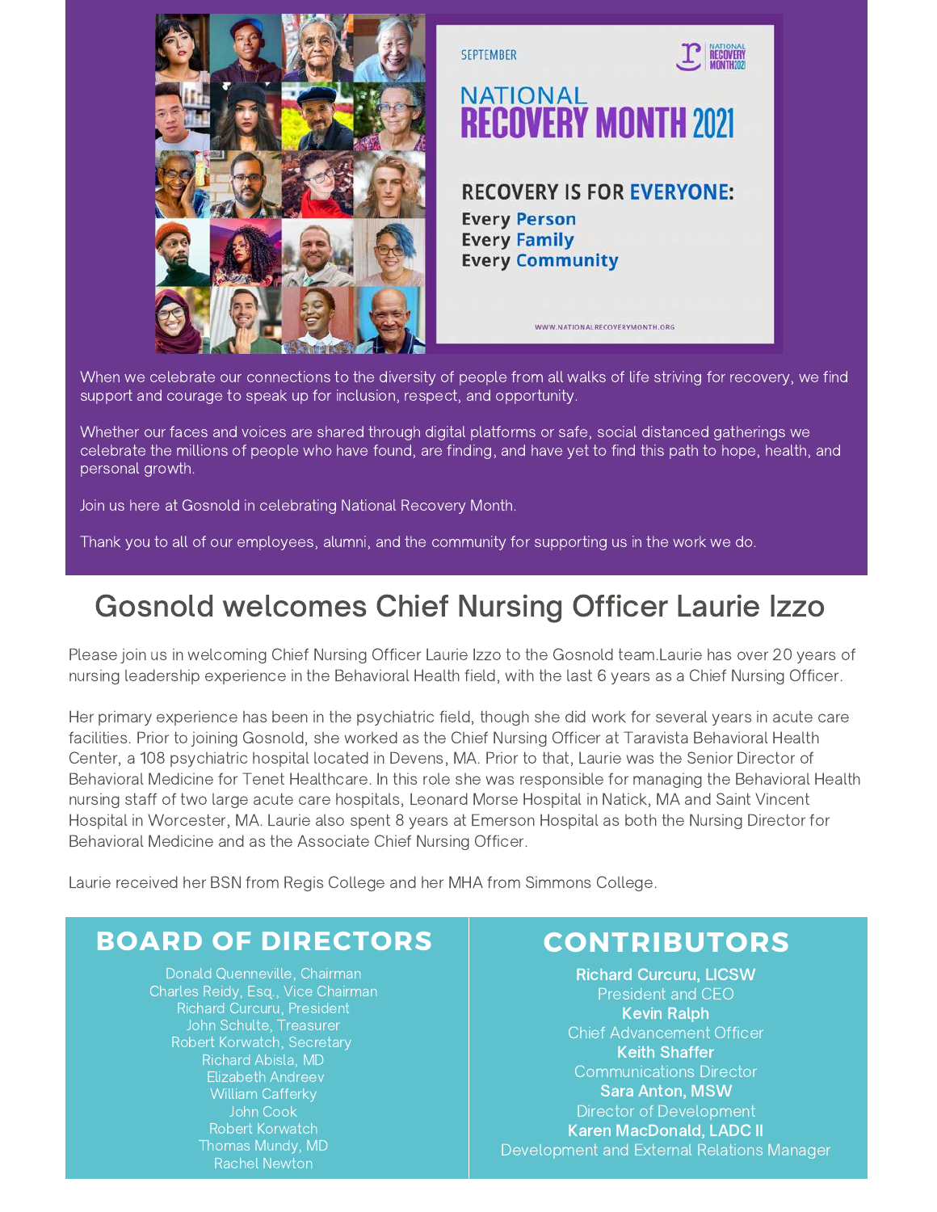SEPTEMBER

NATIONAL RECOVERY MONTH 2021

RECOVERY IS FOR EVERYONE:

Every Person
Every Family
Every Community

WWW.NATIONALRECOVERYMONTH.ORG

When we celebrate our connections to the diversity of people from all walks of life striving for recovery, we find support and courage to speak up for inclusion, respect, and opportunity.

Whether our faces and voices are shared through digital platforms or safe, social distanced gatherings we celebrate the millions of people who have found, are finding, and have yet to find this path to hope, health, and personal growth.

Join us here at Gosnold in celebrating National Recovery Month.

Thank you to all of our employees, alumni, and the community for supporting us in the work we do.

## Gosnold welcomes Chief Nursing Officer Laurie Izzo

Please join us in welcoming Chief Nursing Officer Laurie Izzo to the Gosnold team.Laurie has over 20 years of nursing leadership experience in the Behavioral Health field, with the last 6 years as a Chief Nursing Officer.

Her primary experience has been in the psychiatric field, though she did work for several years in acute care facilities. Prior to joining Gosnold, she worked as the Chief Nursing Officer at Taravista Behavioral Health Center, a 108 psychiatric hospital located in Devens, MA. Prior to that, Laurie was the Senior Director of Behavioral Medicine for Tenet Healthcare. In this role she was responsible for managing the Behavioral Health nursing staff of two large acute care hospitals, Leonard Morse Hospital in Natick, MA and Saint Vincent Hospital in Worcester, MA. Laurie also spent 8 years at Emerson Hospital as both the Nursing Director for Behavioral Medicine and as the Associate Chief Nursing Officer.

Laurie received her BSN from Regis College and her MHA from Simmons College.

## BOARD OF DIRECTORS

Donald Quenneville, Chairman
Charles Reidy, Esq., Vice Chairman
Richard Curcuru, President
John Schulte, Treasurer
Robert Korwatch, Secretary
Richard Abisla, MD
Elizabeth Andreev
William Cafferky
John Cook
Robert Korwatch
Thomas Mundy, MD
Rachel Newton

## CONTRIBUTORS

**Richard Curcuru, LICSW**
President and CEO
**Kevin Ralph**
Chief Advancement Officer
**Keith Shaffer**
Communications Director
**Sara Anton, MSW**
Director of Development
**Karen MacDonald, LADC II**
Development and External Relations Manager